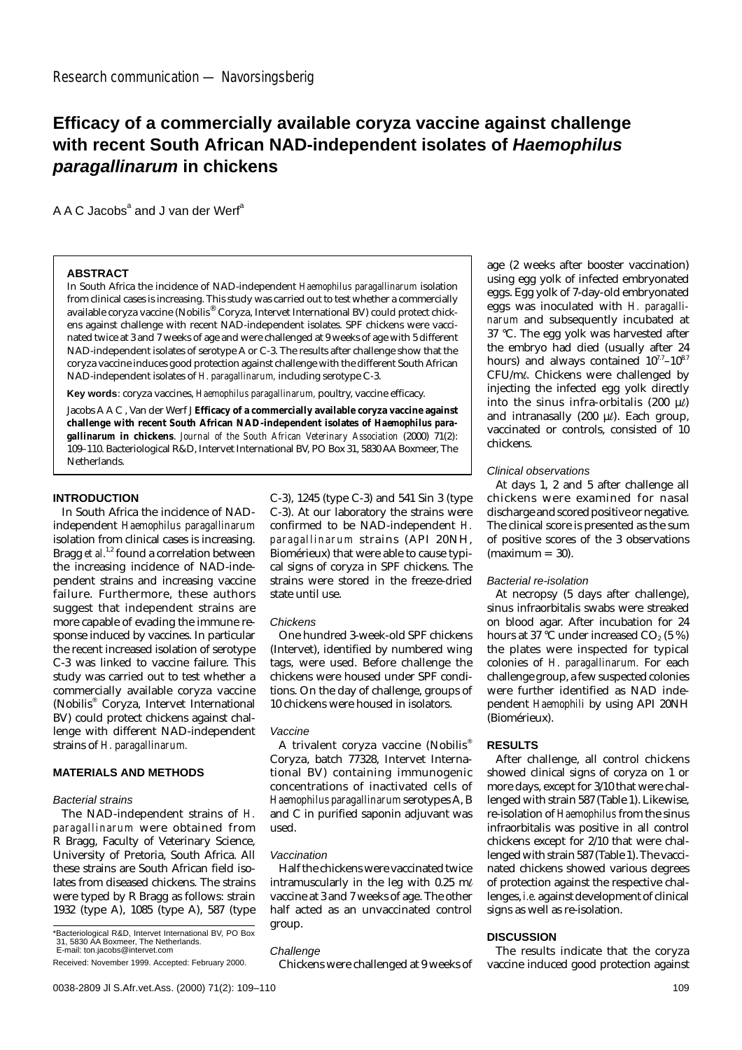Research communication — Navorsingsberig

# Efficacy of a commercially available coryza vaccine against challenge with recent South African NAD-independent isolates of *Haemophilus paragallinarum* in chickens

A A C Jacobs[a] and J van der Werf[a]

### ABSTRACT

In South Africa the incidence of NAD-independent *Haemophilus paragallinarum* isolation from clinical cases is increasing. This study was carried out to test whether a commercially available coryza vaccine (Nobilis® Coryza, Intervet International BV) could protect chickens against challenge with recent NAD-independent isolates. SPF chickens were vaccinated twice at 3 and 7 weeks of age and were challenged at 9 weeks of age with 5 different NAD-independent isolates of serotype A or C-3. The results after challenge show that the coryza vaccine induces good protection against challenge with the different South African NAD-independent isolates of *H. paragallinarum*, including serotype C-3.

**Key words**: coryza vaccines, *Haemophilus paragallinarum*, poultry, vaccine efficacy.

Jacobs A A C, Van der Werf J **Efficacy of a commercially available coryza vaccine against challenge with recent South African NAD-independent isolates of *Haemophilus paragallinarum* in chickens**. *Journal of the South African Veterinary Association* (2000) 71(2): 109–110. Bacteriological R&D, Intervet International BV, PO Box 31, 5830 AA Boxmeer, The Netherlands.

## INTRODUCTION

In South Africa the incidence of NAD-independent *Haemophilus paragallinarum* isolation from clinical cases is increasing. Bragg *et al.*[1,2] found a correlation between the increasing incidence of NAD-independent strains and increasing vaccine failure. Furthermore, these authors suggest that independent strains are more capable of evading the immune response induced by vaccines. In particular the recent increased isolation of serotype C-3 was linked to vaccine failure. This study was carried out to test whether a commercially available coryza vaccine (Nobilis® Coryza, Intervet International BV) could protect chickens against challenge with different NAD-independent strains of *H. paragallinarum*.

## MATERIALS AND METHODS

### Bacterial strains

The NAD-independent strains of *H. paragallinarum* were obtained from R Bragg, Faculty of Veterinary Science, University of Pretoria, South Africa. All these strains are South African field isolates from diseased chickens. The strains were typed by R Bragg as follows: strain 1932 (type A), 1085 (type A), 587 (type C-3), 1245 (type C-3) and 541 Sin 3 (type C-3). At our laboratory the strains were confirmed to be NAD-independent *H. paragallinarum* strains (API 20NH, Biomérieux) that were able to cause typical signs of coryza in SPF chickens. The strains were stored in the freeze-dried state until use.

### Chickens

One hundred 3-week-old SPF chickens (Intervet), identified by numbered wing tags, were used. Before challenge the chickens were housed under SPF conditions. On the day of challenge, groups of 10 chickens were housed in isolators.

### Vaccine

A trivalent coryza vaccine (Nobilis® Coryza, batch 77328, Intervet International BV) containing immunogenic concentrations of inactivated cells of *Haemophilus paragallinarum* serotypes A, B and C in purified saponin adjuvant was used.

### Vaccination

Half the chickens were vaccinated twice intramuscularly in the leg with 0.25 mℓ vaccine at 3 and 7 weeks of age. The other half acted as an unvaccinated control group.

### Challenge

Chickens were challenged at 9 weeks of age (2 weeks after booster vaccination) using egg yolk of infected embryonated eggs. Egg yolk of 7-day-old embryonated eggs was inoculated with *H. paragallinarum* and subsequently incubated at 37 °C. The egg yolk was harvested after the embryo had died (usually after 24 hours) and always contained $10^{7.7}$–$10^{8.7}$ CFU/mℓ. Chickens were challenged by injecting the infected egg yolk directly into the sinus infra-orbitalis (200 μℓ) and intranasally (200 μℓ). Each group, vaccinated or controls, consisted of 10 chickens.

### Clinical observations

At days 1, 2 and 5 after challenge all chickens were examined for nasal discharge and scored positive or negative. The clinical score is presented as the sum of positive scores of the 3 observations (maximum = 30).

### Bacterial re-isolation

At necropsy (5 days after challenge), sinus infraorbitalis swabs were streaked on blood agar. After incubation for 24 hours at 37 °C under increased $CO_2$ (5 %) the plates were inspected for typical colonies of *H. paragallinarum*. For each challenge group, a few suspected colonies were further identified as NAD independent *Haemophili* by using API 20NH (Biomérieux).

## RESULTS

After challenge, all control chickens showed clinical signs of coryza on 1 or more days, except for 3/10 that were challenged with strain 587 (Table 1). Likewise, re-isolation of *Haemophilus* from the sinus infraorbitalis was positive in all control chickens except for 2/10 that were challenged with strain 587 (Table 1). The vaccinated chickens showed various degrees of protection against the respective challenges, *i.e.* against development of clinical signs as well as re-isolation.

## DISCUSSION

The results indicate that the coryza vaccine induced good protection against

\*Bacteriological R&D, Intervet International BV, PO Box 31, 5830 AA Boxmeer, The Netherlands.
E-mail: ton.jacobs@intervet.com

Received: November 1999. Accepted: February 2000.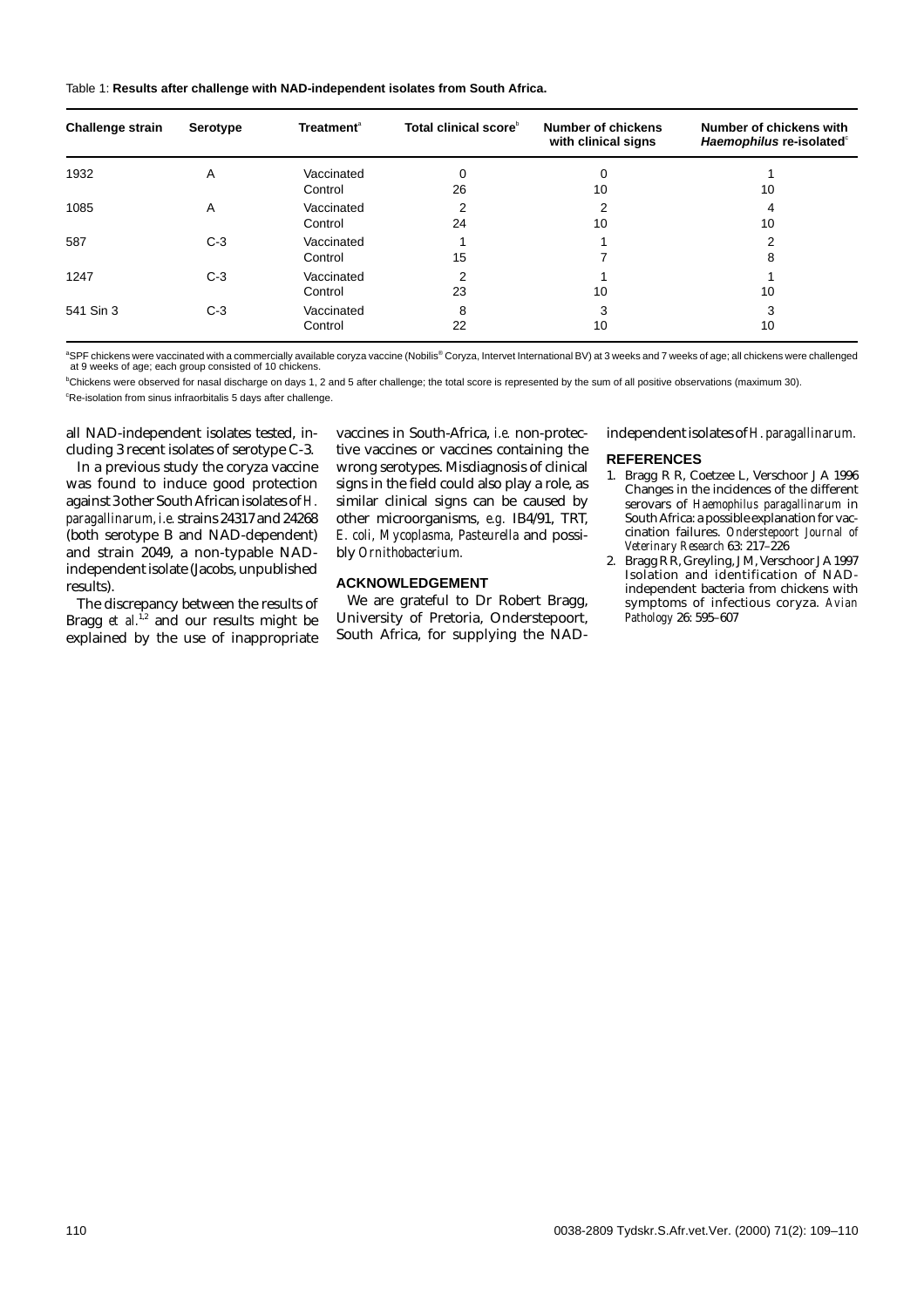Table 1: **Results after challenge with NAD-independent isolates from South Africa.**

| Challenge strain | Serotype | Treatment[a] | Total clinical score[b] | Number of chickens with clinical signs | Number of chickens with *Haemophilus* re-isolated[c] |
|---|---|---|---|---|---|
| 1932 | A | Vaccinated | 0 | 0 | 1 |
| | | Control | 26 | 10 | 10 |
| 1085 | A | Vaccinated | 2 | 2 | 4 |
| | | Control | 24 | 10 | 10 |
| 587 | C-3 | Vaccinated | 1 | 1 | 2 |
| | | Control | 15 | 7 | 8 |
| 1247 | C-3 | Vaccinated | 2 | 1 | 1 |
| | | Control | 23 | 10 | 10 |
| 541 Sin 3 | C-3 | Vaccinated | 8 | 3 | 3 |
| | | Control | 22 | 10 | 10 |

[a]SPF chickens were vaccinated with a commercially available coryza vaccine (Nobilis® Coryza, Intervet International BV) at 3 weeks and 7 weeks of age; all chickens were challenged at 9 weeks of age; each group consisted of 10 chickens.

[b]Chickens were observed for nasal discharge on days 1, 2 and 5 after challenge; the total score is represented by the sum of all positive observations (maximum 30).

[c]Re-isolation from sinus infraorbitalis 5 days after challenge.

all NAD-independent isolates tested, including 3 recent isolates of serotype C-3.

In a previous study the coryza vaccine was found to induce good protection against 3 other South African isolates of *H. paragallinarum*, *i.e.* strains 24317 and 24268 (both serotype B and NAD-dependent) and strain 2049, a non-typable NAD-independent isolate (Jacobs, unpublished results).

The discrepancy between the results of Bragg *et al.*[1,2] and our results might be explained by the use of inappropriate vaccines in South-Africa, *i.e.* non-protective vaccines or vaccines containing the wrong serotypes. Misdiagnosis of clinical signs in the field could also play a role, as similar clinical signs can be caused by other microorganisms, *e.g.* IB4/91, TRT, *E. coli*, *Mycoplasma*, *Pasteurella* and possibly *Ornithobacterium*.

## ACKNOWLEDGEMENT

We are grateful to Dr Robert Bragg, University of Pretoria, Onderstepoort, South Africa, for supplying the NAD-independent isolates of *H. paragallinarum*.

## REFERENCES

1. Bragg R R, Coetzee L, Verschoor J A 1996 Changes in the incidences of the different serovars of *Haemophilus paragallinarum* in South Africa: a possible explanation for vaccination failures. *Onderstepoort Journal of Veterinary Research* 63: 217–226
2. Bragg R R, Greyling, J M, Verschoor J A 1997 Isolation and identification of NAD-independent bacteria from chickens with symptoms of infectious coryza. *Avian Pathology* 26: 595–607